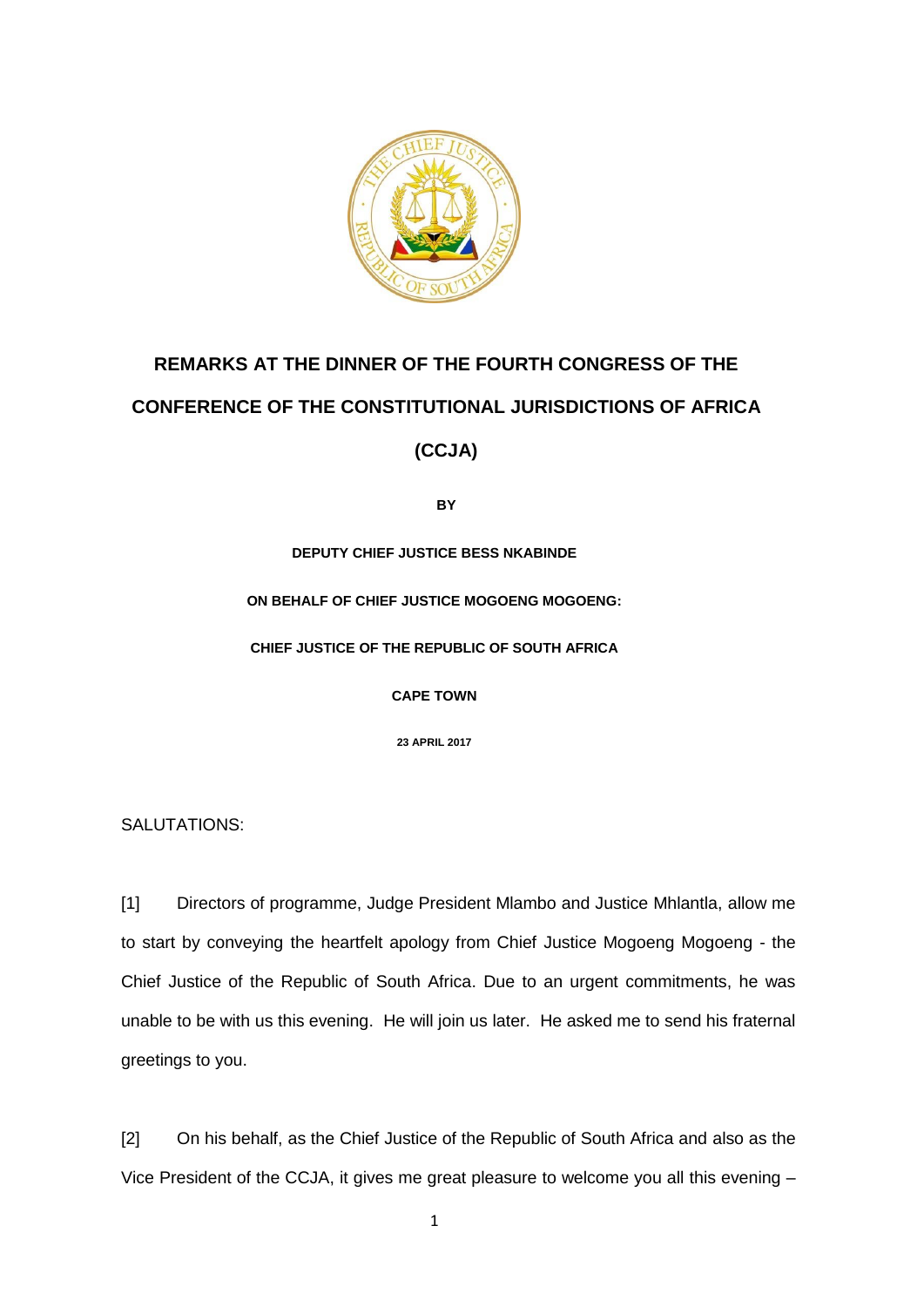# REMARKS AT THE DINNER OF THE FOURTH CONGRESS OF THE CONFERENCE OF THE CONSTITUTIONAL JURISDICTIONS OF AFRICA (CCJA)

**BY**

**DEPUTY CHIEF JUSTICE BESS NKABINDE**

**ON BEHALF OF CHIEF JUSTICE MOGOENG MOGOENG:**

**CHIEF JUSTICE OF THE REPUBLIC OF SOUTH AFRICA**

**CAPE TOWN**

**23 APRIL 2017**

SALUTATIONS:

[1] Directors of programme, Judge President Mlambo and Justice Mhlantla, allow me to start by conveying the heartfelt apology from Chief Justice Mogoeng Mogoeng - the Chief Justice of the Republic of South Africa. Due to an urgent commitments, he was unable to be with us this evening. He will join us later. He asked me to send his fraternal greetings to you.

[2] On his behalf, as the Chief Justice of the Republic of South Africa and also as the Vice President of the CCJA, it gives me great pleasure to welcome you all this evening –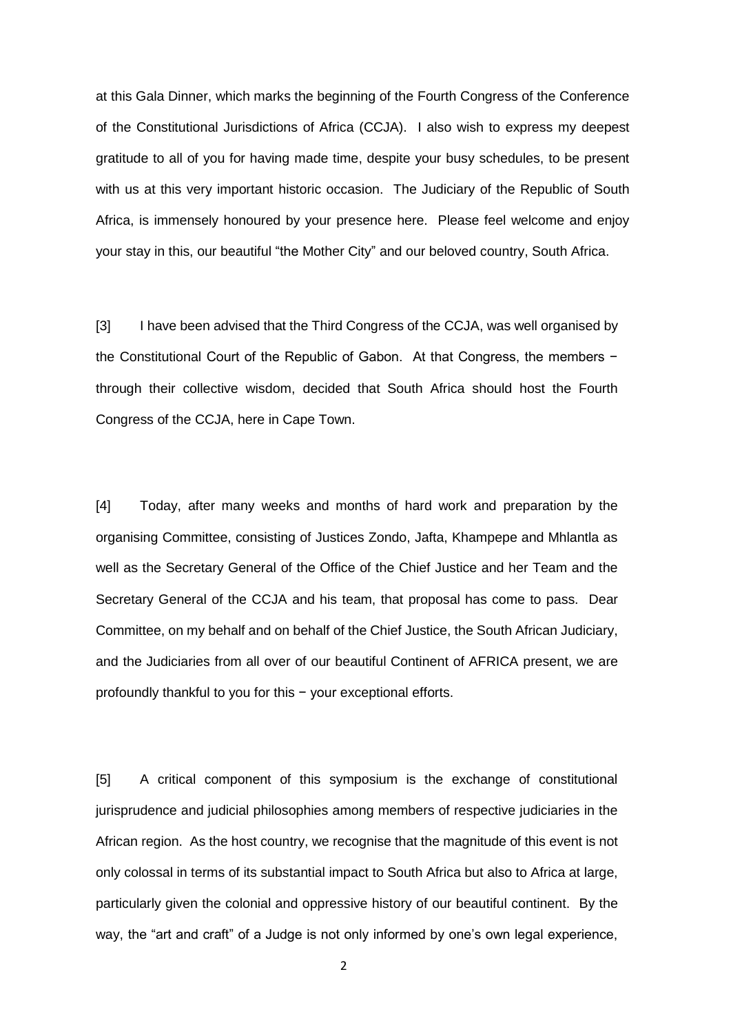at this Gala Dinner, which marks the beginning of the Fourth Congress of the Conference of the Constitutional Jurisdictions of Africa (CCJA). I also wish to express my deepest gratitude to all of you for having made time, despite your busy schedules, to be present with us at this very important historic occasion. The Judiciary of the Republic of South Africa, is immensely honoured by your presence here. Please feel welcome and enjoy your stay in this, our beautiful "the Mother City" and our beloved country, South Africa.

[3] I have been advised that the Third Congress of the CCJA, was well organised by the Constitutional Court of the Republic of Gabon. At that Congress, the members − through their collective wisdom, decided that South Africa should host the Fourth Congress of the CCJA, here in Cape Town.

[4] Today, after many weeks and months of hard work and preparation by the organising Committee, consisting of Justices Zondo, Jafta, Khampepe and Mhlantla as well as the Secretary General of the Office of the Chief Justice and her Team and the Secretary General of the CCJA and his team, that proposal has come to pass. Dear Committee, on my behalf and on behalf of the Chief Justice, the South African Judiciary, and the Judiciaries from all over of our beautiful Continent of AFRICA present, we are profoundly thankful to you for this − your exceptional efforts.

[5] A critical component of this symposium is the exchange of constitutional jurisprudence and judicial philosophies among members of respective judiciaries in the African region. As the host country, we recognise that the magnitude of this event is not only colossal in terms of its substantial impact to South Africa but also to Africa at large, particularly given the colonial and oppressive history of our beautiful continent. By the way, the "art and craft" of a Judge is not only informed by one's own legal experience,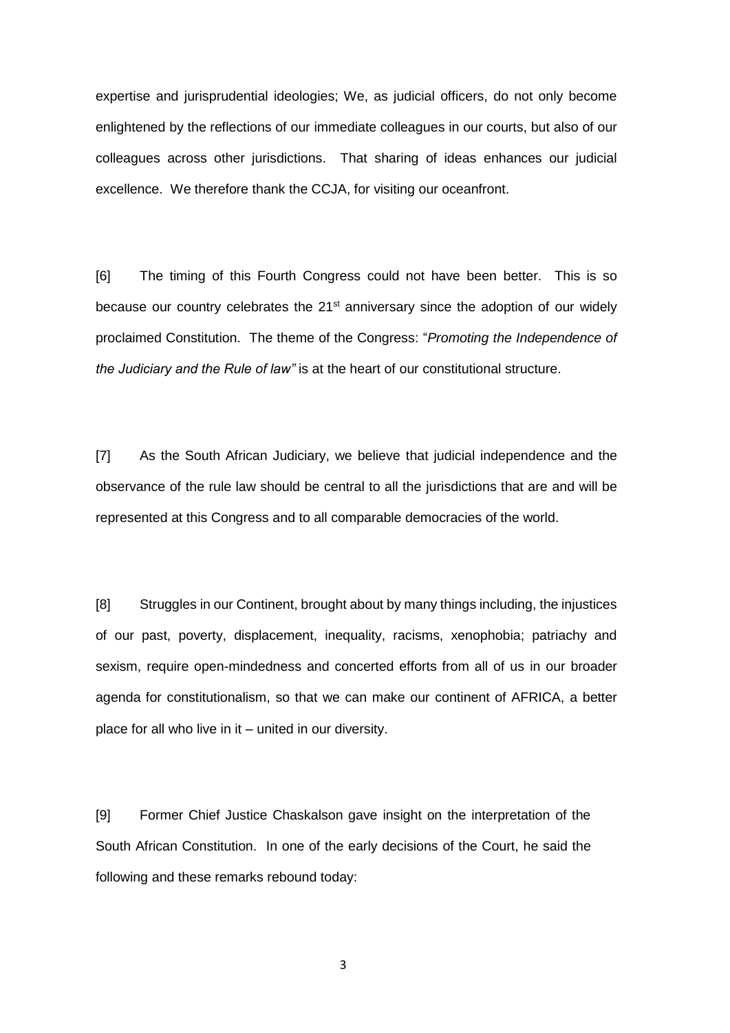expertise and jurisprudential ideologies; We, as judicial officers, do not only become enlightened by the reflections of our immediate colleagues in our courts, but also of our colleagues across other jurisdictions. That sharing of ideas enhances our judicial excellence. We therefore thank the CCJA, for visiting our oceanfront.

[6] The timing of this Fourth Congress could not have been better. This is so because our country celebrates the 21st anniversary since the adoption of our widely proclaimed Constitution. The theme of the Congress: "*Promoting the Independence of the Judiciary and the Rule of law"* is at the heart of our constitutional structure.

[7] As the South African Judiciary, we believe that judicial independence and the observance of the rule law should be central to all the jurisdictions that are and will be represented at this Congress and to all comparable democracies of the world.

[8] Struggles in our Continent, brought about by many things including, the injustices of our past, poverty, displacement, inequality, racisms, xenophobia; patriachy and sexism, require open-mindedness and concerted efforts from all of us in our broader agenda for constitutionalism, so that we can make our continent of AFRICA, a better place for all who live in it – united in our diversity.

[9] Former Chief Justice Chaskalson gave insight on the interpretation of the South African Constitution. In one of the early decisions of the Court, he said the following and these remarks rebound today: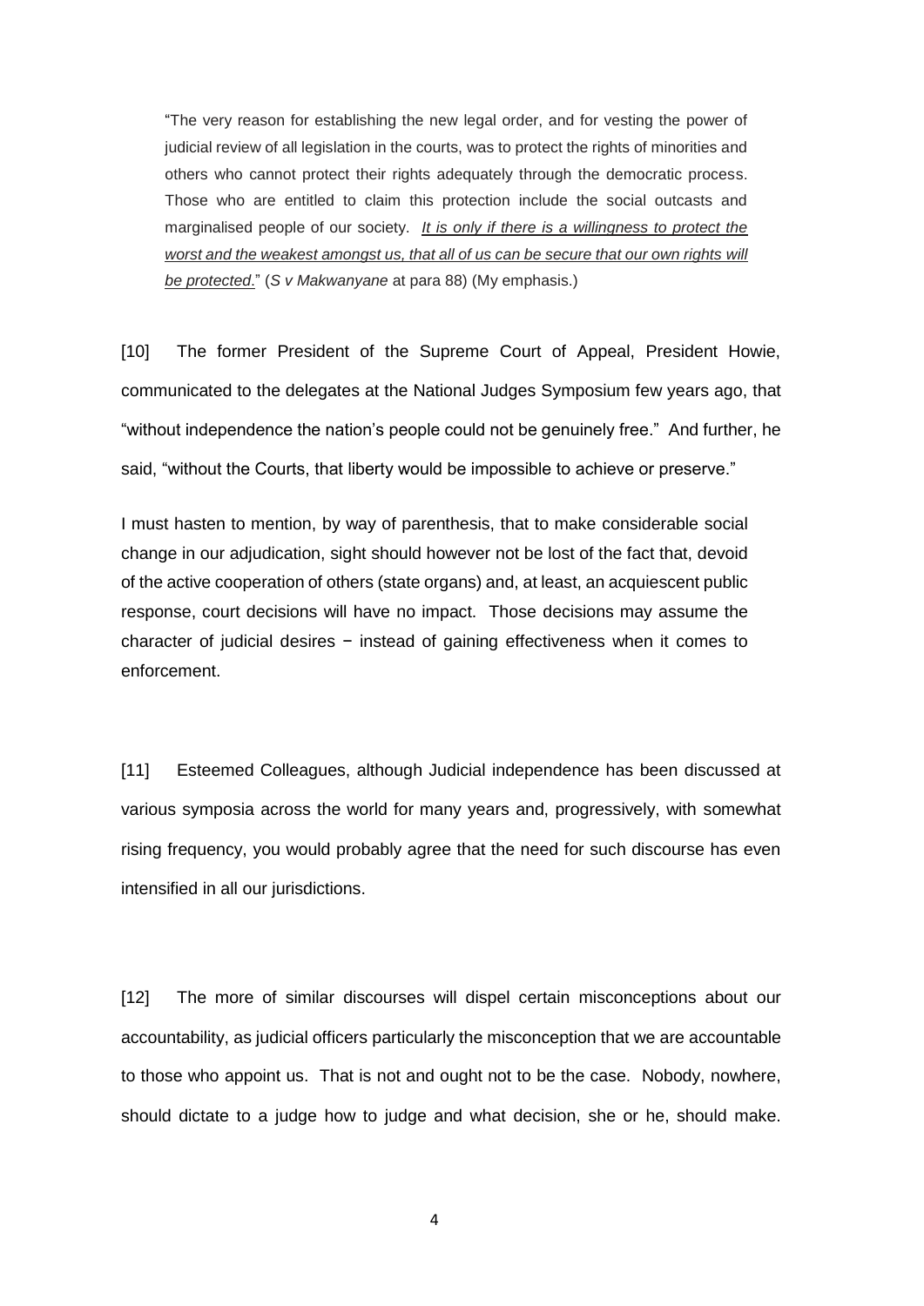> "The very reason for establishing the new legal order, and for vesting the power of judicial review of all legislation in the courts, was to protect the rights of minorities and others who cannot protect their rights adequately through the democratic process. Those who are entitled to claim this protection include the social outcasts and marginalised people of our society. *<u>It is only if there is a willingness to protect the worst and the weakest amongst us, that all of us can be secure that our own rights will be protected</u>*." (*S v Makwanyane* at para 88) (My emphasis.)

[10] The former President of the Supreme Court of Appeal, President Howie, communicated to the delegates at the National Judges Symposium few years ago, that "without independence the nation's people could not be genuinely free." And further, he said, "without the Courts, that liberty would be impossible to achieve or preserve."

I must hasten to mention, by way of parenthesis, that to make considerable social change in our adjudication, sight should however not be lost of the fact that, devoid of the active cooperation of others (state organs) and, at least, an acquiescent public response, court decisions will have no impact. Those decisions may assume the character of judicial desires − instead of gaining effectiveness when it comes to enforcement.

[11] Esteemed Colleagues, although Judicial independence has been discussed at various symposia across the world for many years and, progressively, with somewhat rising frequency, you would probably agree that the need for such discourse has even intensified in all our jurisdictions.

[12] The more of similar discourses will dispel certain misconceptions about our accountability, as judicial officers particularly the misconception that we are accountable to those who appoint us. That is not and ought not to be the case. Nobody, nowhere, should dictate to a judge how to judge and what decision, she or he, should make.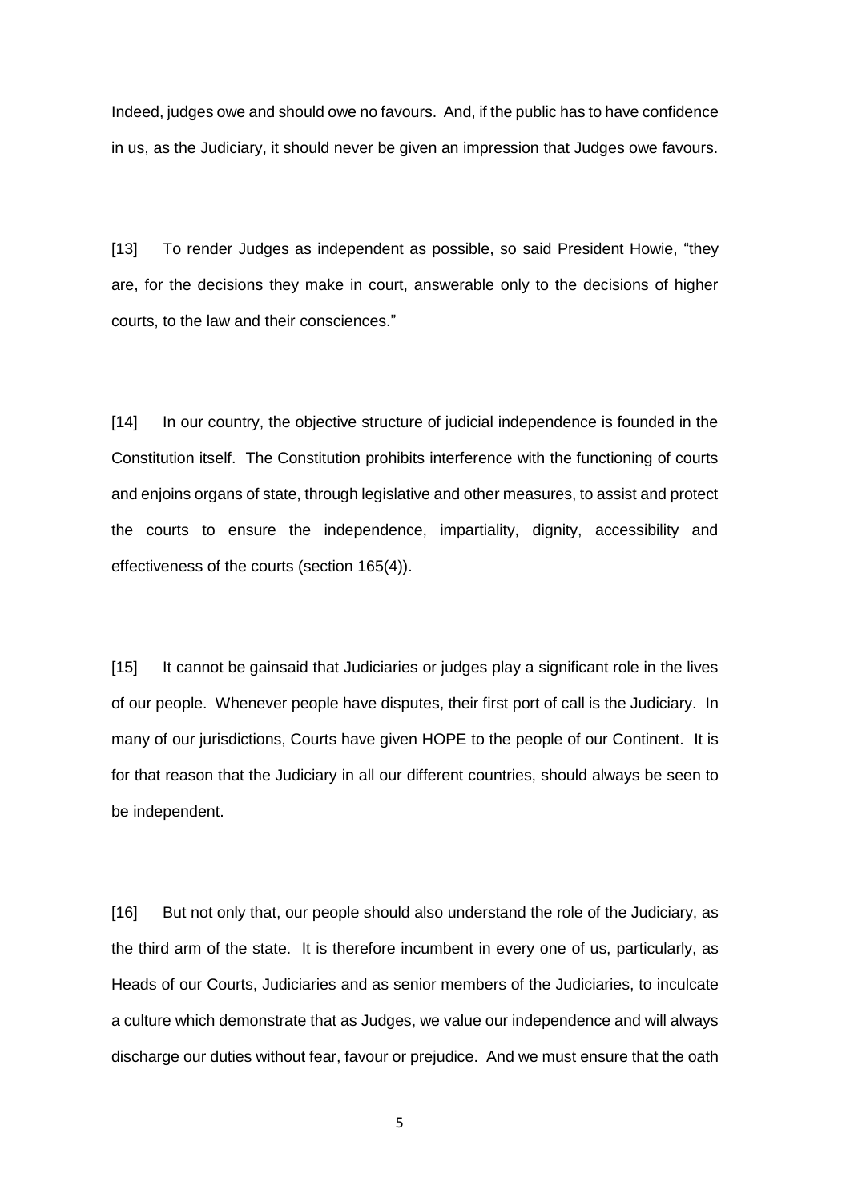Indeed, judges owe and should owe no favours. And, if the public has to have confidence in us, as the Judiciary, it should never be given an impression that Judges owe favours.

[13] To render Judges as independent as possible, so said President Howie, "they are, for the decisions they make in court, answerable only to the decisions of higher courts, to the law and their consciences."

[14] In our country, the objective structure of judicial independence is founded in the Constitution itself. The Constitution prohibits interference with the functioning of courts and enjoins organs of state, through legislative and other measures, to assist and protect the courts to ensure the independence, impartiality, dignity, accessibility and effectiveness of the courts (section 165(4)).

[15] It cannot be gainsaid that Judiciaries or judges play a significant role in the lives of our people. Whenever people have disputes, their first port of call is the Judiciary. In many of our jurisdictions, Courts have given HOPE to the people of our Continent. It is for that reason that the Judiciary in all our different countries, should always be seen to be independent.

[16] But not only that, our people should also understand the role of the Judiciary, as the third arm of the state. It is therefore incumbent in every one of us, particularly, as Heads of our Courts, Judiciaries and as senior members of the Judiciaries, to inculcate a culture which demonstrate that as Judges, we value our independence and will always discharge our duties without fear, favour or prejudice. And we must ensure that the oath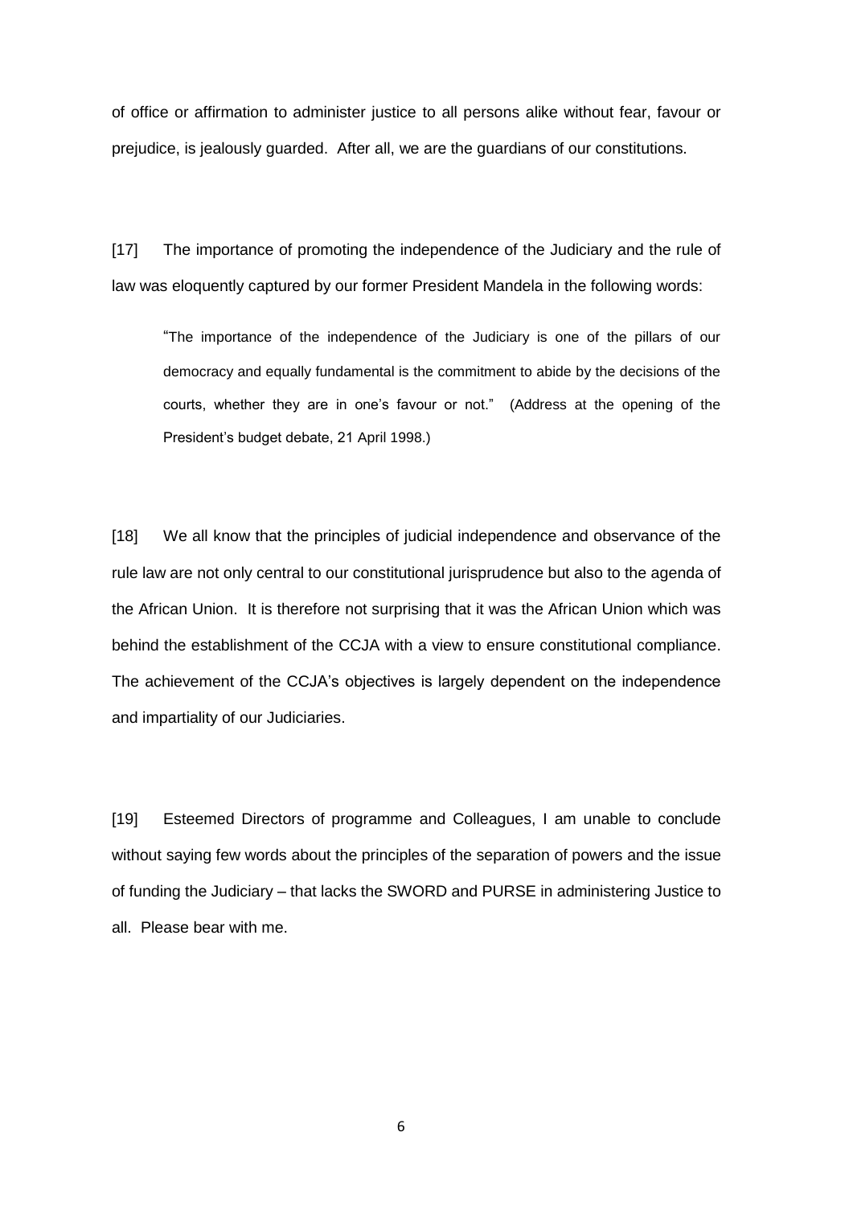of office or affirmation to administer justice to all persons alike without fear, favour or prejudice, is jealously guarded. After all, we are the guardians of our constitutions.

[17] The importance of promoting the independence of the Judiciary and the rule of law was eloquently captured by our former President Mandela in the following words:

> "The importance of the independence of the Judiciary is one of the pillars of our democracy and equally fundamental is the commitment to abide by the decisions of the courts, whether they are in one's favour or not." (Address at the opening of the President's budget debate, 21 April 1998.)

[18] We all know that the principles of judicial independence and observance of the rule law are not only central to our constitutional jurisprudence but also to the agenda of the African Union. It is therefore not surprising that it was the African Union which was behind the establishment of the CCJA with a view to ensure constitutional compliance. The achievement of the CCJA's objectives is largely dependent on the independence and impartiality of our Judiciaries.

[19] Esteemed Directors of programme and Colleagues, I am unable to conclude without saying few words about the principles of the separation of powers and the issue of funding the Judiciary – that lacks the SWORD and PURSE in administering Justice to all. Please bear with me.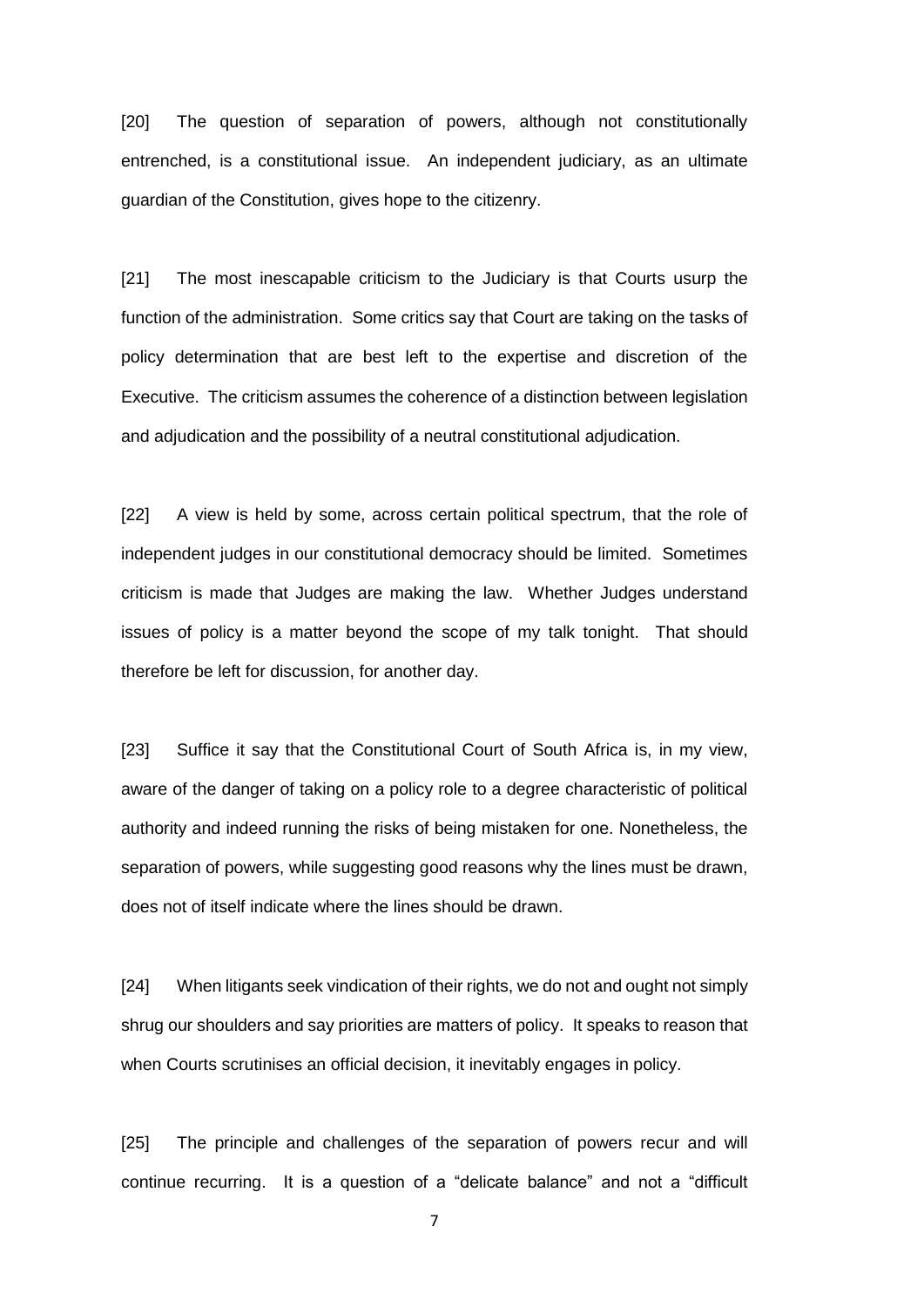[20] The question of separation of powers, although not constitutionally entrenched, is a constitutional issue. An independent judiciary, as an ultimate guardian of the Constitution, gives hope to the citizenry.

[21] The most inescapable criticism to the Judiciary is that Courts usurp the function of the administration. Some critics say that Court are taking on the tasks of policy determination that are best left to the expertise and discretion of the Executive. The criticism assumes the coherence of a distinction between legislation and adjudication and the possibility of a neutral constitutional adjudication.

[22] A view is held by some, across certain political spectrum, that the role of independent judges in our constitutional democracy should be limited. Sometimes criticism is made that Judges are making the law. Whether Judges understand issues of policy is a matter beyond the scope of my talk tonight. That should therefore be left for discussion, for another day.

[23] Suffice it say that the Constitutional Court of South Africa is, in my view, aware of the danger of taking on a policy role to a degree characteristic of political authority and indeed running the risks of being mistaken for one. Nonetheless, the separation of powers, while suggesting good reasons why the lines must be drawn, does not of itself indicate where the lines should be drawn.

[24] When litigants seek vindication of their rights, we do not and ought not simply shrug our shoulders and say priorities are matters of policy. It speaks to reason that when Courts scrutinises an official decision, it inevitably engages in policy.

[25] The principle and challenges of the separation of powers recur and will continue recurring. It is a question of a "delicate balance" and not a "difficult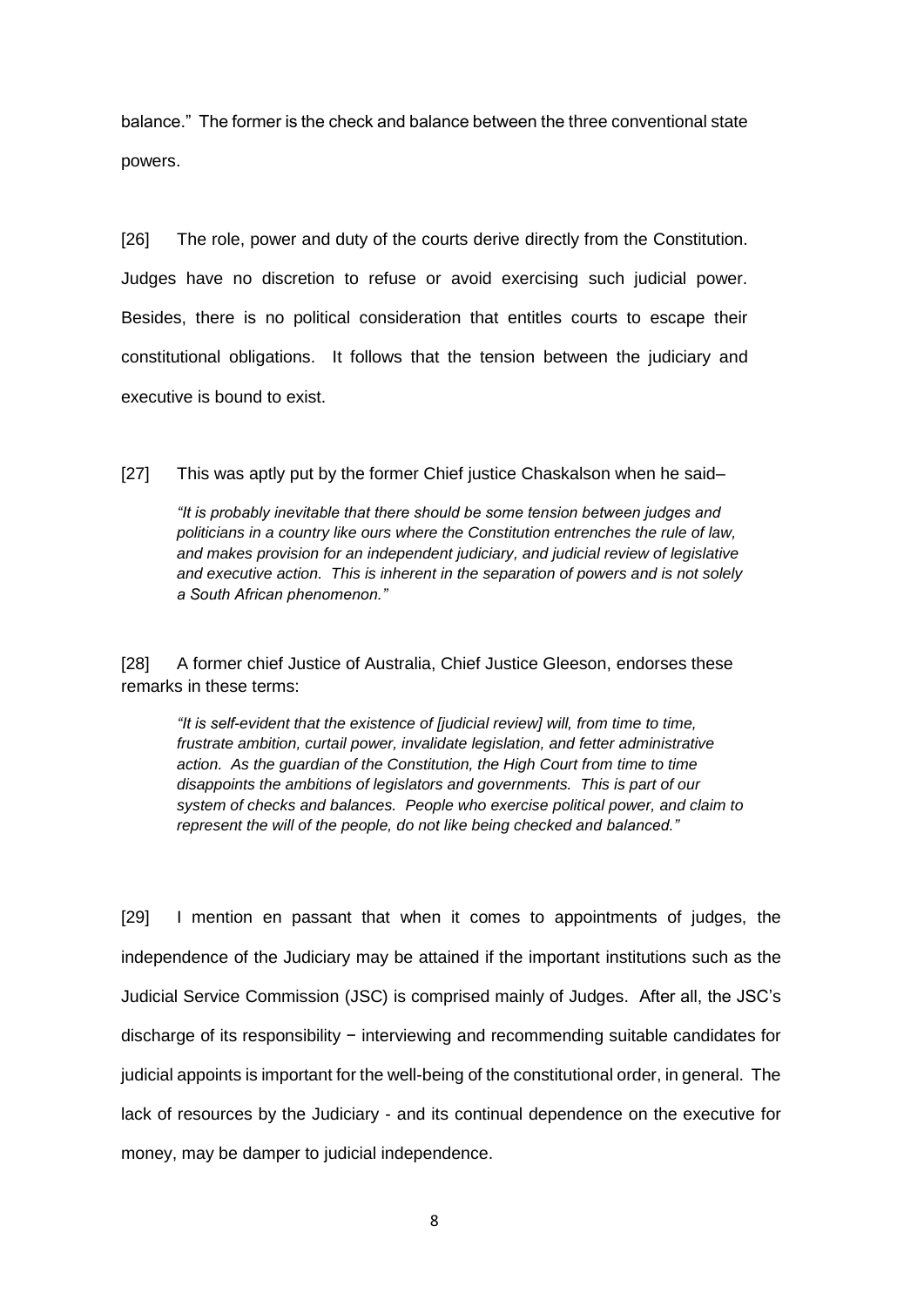balance." The former is the check and balance between the three conventional state powers.

[26] The role, power and duty of the courts derive directly from the Constitution. Judges have no discretion to refuse or avoid exercising such judicial power. Besides, there is no political consideration that entitles courts to escape their constitutional obligations. It follows that the tension between the judiciary and executive is bound to exist.

[27] This was aptly put by the former Chief justice Chaskalson when he said–

> *"It is probably inevitable that there should be some tension between judges and politicians in a country like ours where the Constitution entrenches the rule of law, and makes provision for an independent judiciary, and judicial review of legislative and executive action. This is inherent in the separation of powers and is not solely a South African phenomenon."*

[28] A former chief Justice of Australia, Chief Justice Gleeson, endorses these remarks in these terms:

> *"It is self-evident that the existence of [judicial review] will, from time to time, frustrate ambition, curtail power, invalidate legislation, and fetter administrative action. As the guardian of the Constitution, the High Court from time to time disappoints the ambitions of legislators and governments. This is part of our system of checks and balances. People who exercise political power, and claim to represent the will of the people, do not like being checked and balanced."*

[29] I mention en passant that when it comes to appointments of judges, the independence of the Judiciary may be attained if the important institutions such as the Judicial Service Commission (JSC) is comprised mainly of Judges. After all, the JSC's discharge of its responsibility − interviewing and recommending suitable candidates for judicial appoints is important for the well-being of the constitutional order, in general. The lack of resources by the Judiciary - and its continual dependence on the executive for money, may be damper to judicial independence.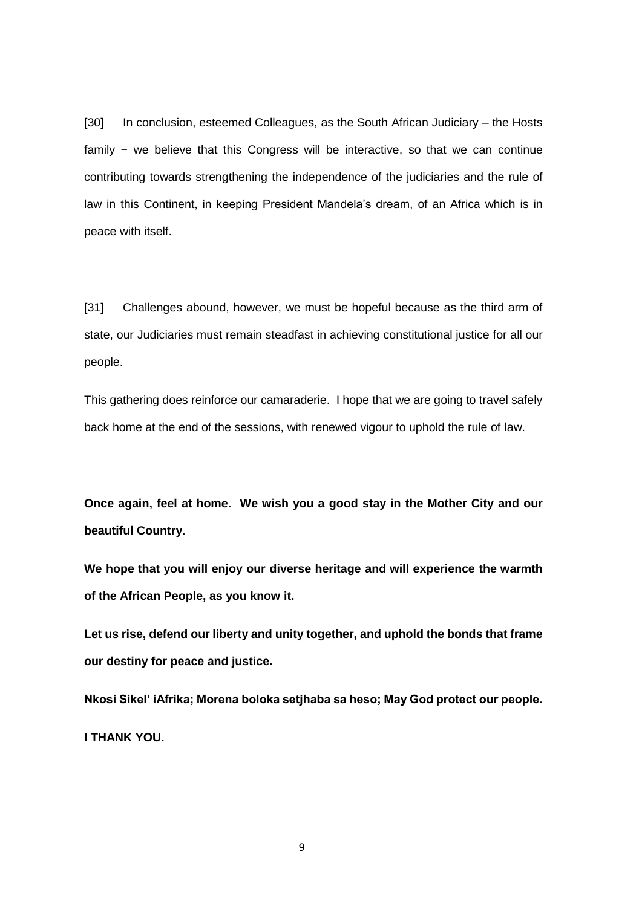[30] In conclusion, esteemed Colleagues, as the South African Judiciary – the Hosts family − we believe that this Congress will be interactive, so that we can continue contributing towards strengthening the independence of the judiciaries and the rule of law in this Continent, in keeping President Mandela's dream, of an Africa which is in peace with itself.

[31] Challenges abound, however, we must be hopeful because as the third arm of state, our Judiciaries must remain steadfast in achieving constitutional justice for all our people.

This gathering does reinforce our camaraderie. I hope that we are going to travel safely back home at the end of the sessions, with renewed vigour to uphold the rule of law.

**Once again, feel at home. We wish you a good stay in the Mother City and our beautiful Country.**

**We hope that you will enjoy our diverse heritage and will experience the warmth of the African People, as you know it.**

**Let us rise, defend our liberty and unity together, and uphold the bonds that frame our destiny for peace and justice.**

**Nkosi Sikel' iAfrika; Morena boloka setjhaba sa heso; May God protect our people.**

**I THANK YOU.**